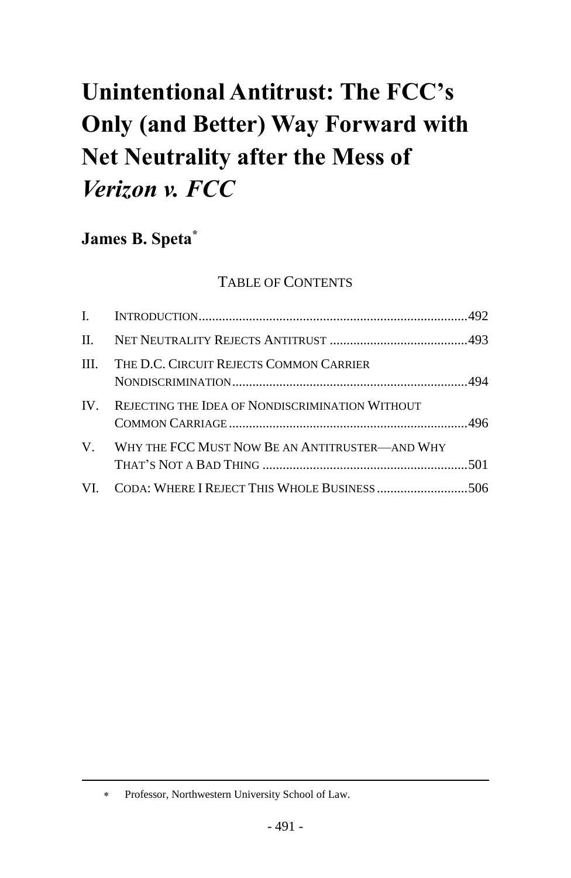# Unintentional Antitrust: The FCC's Only (and Better) Way Forward with Net Neutrality after the Mess of *Verizon v. FCC*

**James B. Speta**[*]

TABLE OF CONTENTS

| | | |
|---|---|---|
| I. | INTRODUCTION | 492 |
| II. | NET NEUTRALITY REJECTS ANTITRUST | 493 |
| III. | THE D.C. CIRCUIT REJECTS COMMON CARRIER NONDISCRIMINATION | 494 |
| IV. | REJECTING THE IDEA OF NONDISCRIMINATION WITHOUT COMMON CARRIAGE | 496 |
| V. | WHY THE FCC MUST NOW BE AN ANTITRUSTER—AND WHY THAT'S NOT A BAD THING | 501 |
| VI. | CODA: WHERE I REJECT THIS WHOLE BUSINESS | 506 |

---

[*] Professor, Northwestern University School of Law.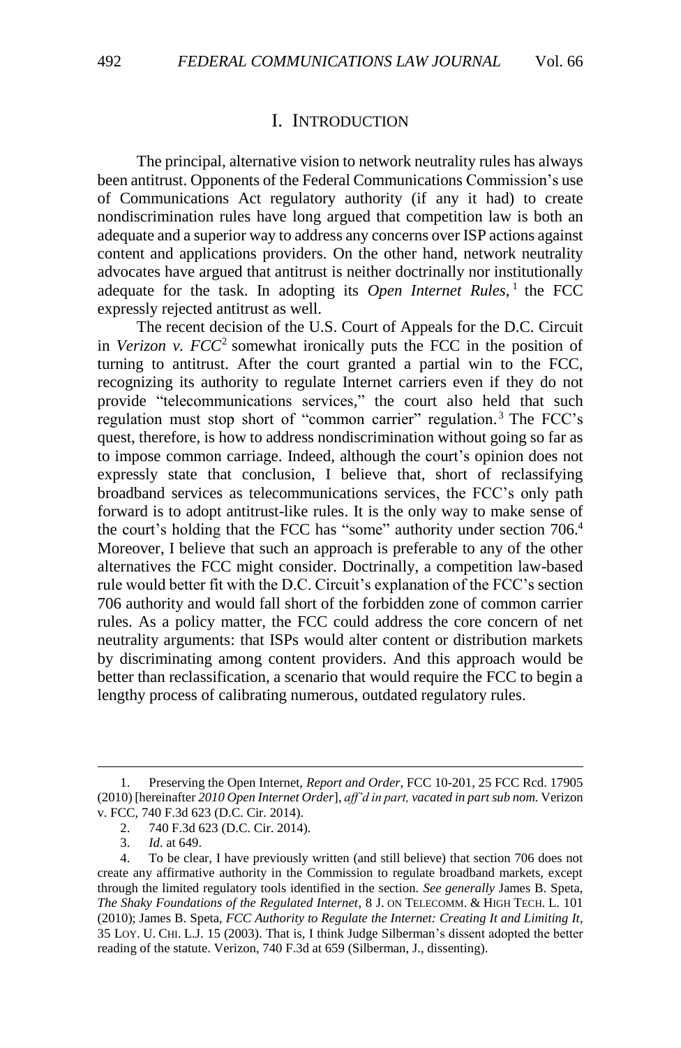# I. INTRODUCTION

The principal, alternative vision to network neutrality rules has always been antitrust. Opponents of the Federal Communications Commission's use of Communications Act regulatory authority (if any it had) to create nondiscrimination rules have long argued that competition law is both an adequate and a superior way to address any concerns over ISP actions against content and applications providers. On the other hand, network neutrality advocates have argued that antitrust is neither doctrinally nor institutionally adequate for the task. In adopting its *Open Internet Rules*,[1] the FCC expressly rejected antitrust as well.

The recent decision of the U.S. Court of Appeals for the D.C. Circuit in *Verizon v. FCC*[2] somewhat ironically puts the FCC in the position of turning to antitrust. After the court granted a partial win to the FCC, recognizing its authority to regulate Internet carriers even if they do not provide "telecommunications services," the court also held that such regulation must stop short of "common carrier" regulation.[3] The FCC's quest, therefore, is how to address nondiscrimination without going so far as to impose common carriage. Indeed, although the court's opinion does not expressly state that conclusion, I believe that, short of reclassifying broadband services as telecommunications services, the FCC's only path forward is to adopt antitrust-like rules. It is the only way to make sense of the court's holding that the FCC has "some" authority under section 706.[4] Moreover, I believe that such an approach is preferable to any of the other alternatives the FCC might consider. Doctrinally, a competition law-based rule would better fit with the D.C. Circuit's explanation of the FCC's section 706 authority and would fall short of the forbidden zone of common carrier rules. As a policy matter, the FCC could address the core concern of net neutrality arguments: that ISPs would alter content or distribution markets by discriminating among content providers. And this approach would be better than reclassification, a scenario that would require the FCC to begin a lengthy process of calibrating numerous, outdated regulatory rules.

---

1. Preserving the Open Internet, *Report and Order*, FCC 10-201, 25 FCC Rcd. 17905 (2010) [hereinafter *2010 Open Internet Order*], *aff'd in part, vacated in part sub nom.* Verizon v. FCC, 740 F.3d 623 (D.C. Cir. 2014).

2. 740 F.3d 623 (D.C. Cir. 2014).

3. *Id*. at 649.

4. To be clear, I have previously written (and still believe) that section 706 does not create any affirmative authority in the Commission to regulate broadband markets, except through the limited regulatory tools identified in the section. *See generally* James B. Speta, *The Shaky Foundations of the Regulated Internet*, 8 J. ON TELECOMM. & HIGH TECH. L. 101 (2010); James B. Speta, *FCC Authority to Regulate the Internet: Creating It and Limiting It*, 35 LOY. U. CHI. L.J. 15 (2003). That is, I think Judge Silberman's dissent adopted the better reading of the statute. Verizon, 740 F.3d at 659 (Silberman, J., dissenting).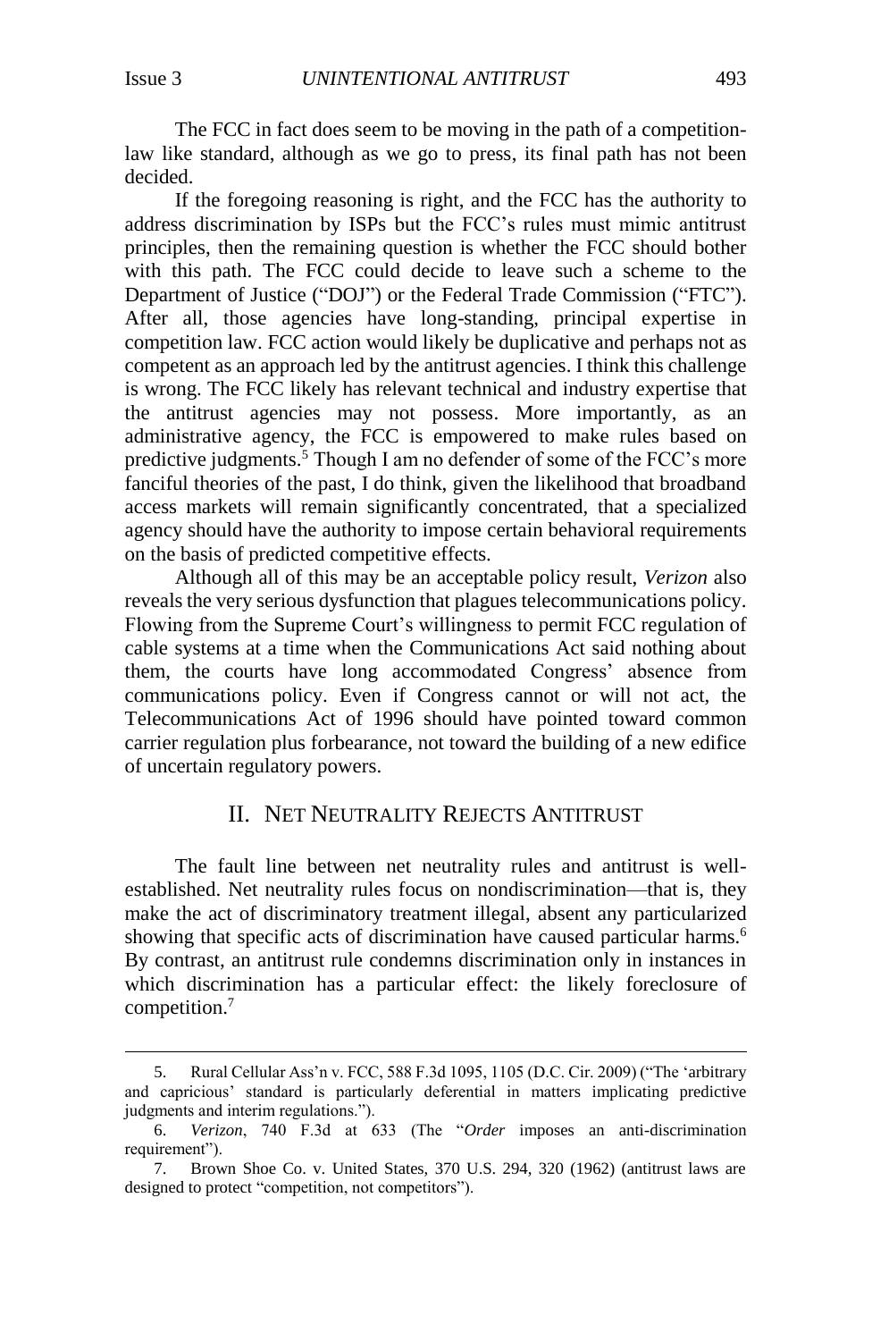The FCC in fact does seem to be moving in the path of a competition-law like standard, although as we go to press, its final path has not been decided.

If the foregoing reasoning is right, and the FCC has the authority to address discrimination by ISPs but the FCC's rules must mimic antitrust principles, then the remaining question is whether the FCC should bother with this path. The FCC could decide to leave such a scheme to the Department of Justice ("DOJ") or the Federal Trade Commission ("FTC"). After all, those agencies have long-standing, principal expertise in competition law. FCC action would likely be duplicative and perhaps not as competent as an approach led by the antitrust agencies. I think this challenge is wrong. The FCC likely has relevant technical and industry expertise that the antitrust agencies may not possess. More importantly, as an administrative agency, the FCC is empowered to make rules based on predictive judgments.[5] Though I am no defender of some of the FCC's more fanciful theories of the past, I do think, given the likelihood that broadband access markets will remain significantly concentrated, that a specialized agency should have the authority to impose certain behavioral requirements on the basis of predicted competitive effects.

Although all of this may be an acceptable policy result, *Verizon* also reveals the very serious dysfunction that plagues telecommunications policy. Flowing from the Supreme Court's willingness to permit FCC regulation of cable systems at a time when the Communications Act said nothing about them, the courts have long accommodated Congress' absence from communications policy. Even if Congress cannot or will not act, the Telecommunications Act of 1996 should have pointed toward common carrier regulation plus forbearance, not toward the building of a new edifice of uncertain regulatory powers.

## II. NET NEUTRALITY REJECTS ANTITRUST

The fault line between net neutrality rules and antitrust is well-established. Net neutrality rules focus on nondiscrimination—that is, they make the act of discriminatory treatment illegal, absent any particularized showing that specific acts of discrimination have caused particular harms.[6] By contrast, an antitrust rule condemns discrimination only in instances in which discrimination has a particular effect: the likely foreclosure of competition.[7]

---

5. Rural Cellular Ass'n v. FCC, 588 F.3d 1095, 1105 (D.C. Cir. 2009) ("The 'arbitrary and capricious' standard is particularly deferential in matters implicating predictive judgments and interim regulations.").

6. *Verizon*, 740 F.3d at 633 (The "*Order* imposes an anti-discrimination requirement").

7. Brown Shoe Co. v. United States, 370 U.S. 294, 320 (1962) (antitrust laws are designed to protect "competition, not competitors").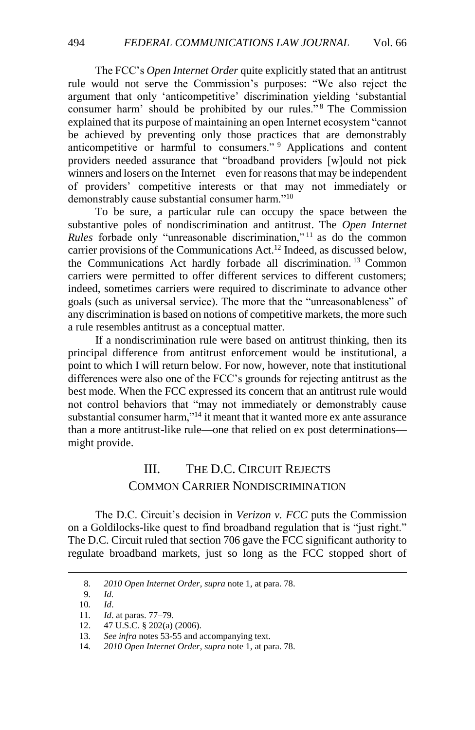The FCC's *Open Internet Order* quite explicitly stated that an antitrust rule would not serve the Commission's purposes: "We also reject the argument that only 'anticompetitive' discrimination yielding 'substantial consumer harm' should be prohibited by our rules."[8] The Commission explained that its purpose of maintaining an open Internet ecosystem "cannot be achieved by preventing only those practices that are demonstrably anticompetitive or harmful to consumers."[9] Applications and content providers needed assurance that "broadband providers [w]ould not pick winners and losers on the Internet – even for reasons that may be independent of providers' competitive interests or that may not immediately or demonstrably cause substantial consumer harm."[10]

To be sure, a particular rule can occupy the space between the substantive poles of nondiscrimination and antitrust. The *Open Internet Rules* forbade only "unreasonable discrimination,"[11] as do the common carrier provisions of the Communications Act.[12] Indeed, as discussed below, the Communications Act hardly forbade all discrimination.[13] Common carriers were permitted to offer different services to different customers; indeed, sometimes carriers were required to discriminate to advance other goals (such as universal service). The more that the "unreasonableness" of any discrimination is based on notions of competitive markets, the more such a rule resembles antitrust as a conceptual matter.

If a nondiscrimination rule were based on antitrust thinking, then its principal difference from antitrust enforcement would be institutional, a point to which I will return below. For now, however, note that institutional differences were also one of the FCC's grounds for rejecting antitrust as the best mode. When the FCC expressed its concern that an antitrust rule would not control behaviors that "may not immediately or demonstrably cause substantial consumer harm,"[14] it meant that it wanted more ex ante assurance than a more antitrust-like rule—one that relied on ex post determinations—might provide.

## III. THE D.C. CIRCUIT REJECTS COMMON CARRIER NONDISCRIMINATION

The D.C. Circuit's decision in *Verizon v. FCC* puts the Commission on a Goldilocks-like quest to find broadband regulation that is "just right." The D.C. Circuit ruled that section 706 gave the FCC significant authority to regulate broadband markets, just so long as the FCC stopped short of

---

8. *2010 Open Internet Order*, *supra* note 1, at para. 78.
9. *Id.*
10. *Id*.
11. *Id*. at paras. 77–79.
12. 47 U.S.C. § 202(a) (2006).
13. *See infra* notes 53-55 and accompanying text.
14. *2010 Open Internet Order*, *supra* note 1, at para. 78.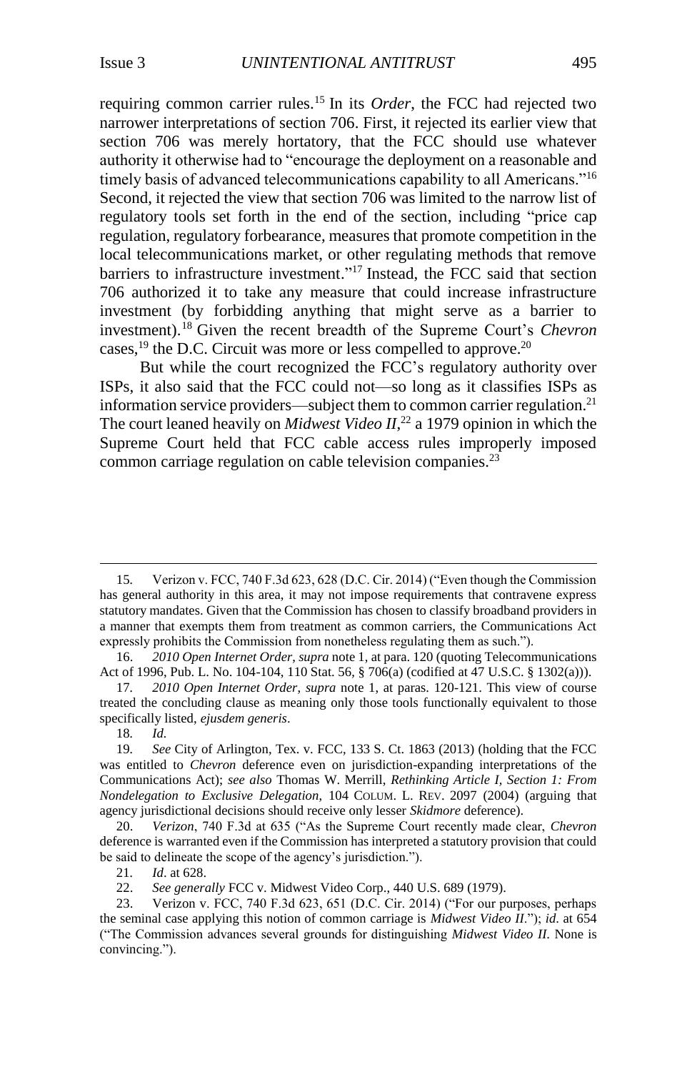requiring common carrier rules.[15] In its *Order*, the FCC had rejected two narrower interpretations of section 706. First, it rejected its earlier view that section 706 was merely hortatory, that the FCC should use whatever authority it otherwise had to "encourage the deployment on a reasonable and timely basis of advanced telecommunications capability to all Americans."[16] Second, it rejected the view that section 706 was limited to the narrow list of regulatory tools set forth in the end of the section, including "price cap regulation, regulatory forbearance, measures that promote competition in the local telecommunications market, or other regulating methods that remove barriers to infrastructure investment."[17] Instead, the FCC said that section 706 authorized it to take any measure that could increase infrastructure investment (by forbidding anything that might serve as a barrier to investment).[18] Given the recent breadth of the Supreme Court's *Chevron* cases,[19] the D.C. Circuit was more or less compelled to approve.[20]

But while the court recognized the FCC's regulatory authority over ISPs, it also said that the FCC could not—so long as it classifies ISPs as information service providers—subject them to common carrier regulation.[21] The court leaned heavily on *Midwest Video II*,[22] a 1979 opinion in which the Supreme Court held that FCC cable access rules improperly imposed common carriage regulation on cable television companies.[23]

---

15. Verizon v. FCC, 740 F.3d 623, 628 (D.C. Cir. 2014) ("Even though the Commission has general authority in this area, it may not impose requirements that contravene express statutory mandates. Given that the Commission has chosen to classify broadband providers in a manner that exempts them from treatment as common carriers, the Communications Act expressly prohibits the Commission from nonetheless regulating them as such.").

16. *2010 Open Internet Order*, *supra* note 1, at para. 120 (quoting Telecommunications Act of 1996, Pub. L. No. 104-104, 110 Stat. 56, § 706(a) (codified at 47 U.S.C. § 1302(a))).

17. *2010 Open Internet Order*, *supra* note 1, at paras. 120-121. This view of course treated the concluding clause as meaning only those tools functionally equivalent to those specifically listed, *ejusdem generis*.

18. *Id.*

19. *See* City of Arlington, Tex. v. FCC, 133 S. Ct. 1863 (2013) (holding that the FCC was entitled to *Chevron* deference even on jurisdiction-expanding interpretations of the Communications Act); *see also* Thomas W. Merrill, *Rethinking Article I, Section 1: From Nondelegation to Exclusive Delegation*, 104 COLUM. L. REV. 2097 (2004) (arguing that agency jurisdictional decisions should receive only lesser *Skidmore* deference).

20. *Verizon*, 740 F.3d at 635 ("As the Supreme Court recently made clear, *Chevron* deference is warranted even if the Commission has interpreted a statutory provision that could be said to delineate the scope of the agency's jurisdiction.").

21. *Id*. at 628.

22. *See generally* FCC v. Midwest Video Corp., 440 U.S. 689 (1979).

23. Verizon v. FCC, 740 F.3d 623, 651 (D.C. Cir. 2014) ("For our purposes, perhaps the seminal case applying this notion of common carriage is *Midwest Video II*."); *id*. at 654 ("The Commission advances several grounds for distinguishing *Midwest Video II*. None is convincing.").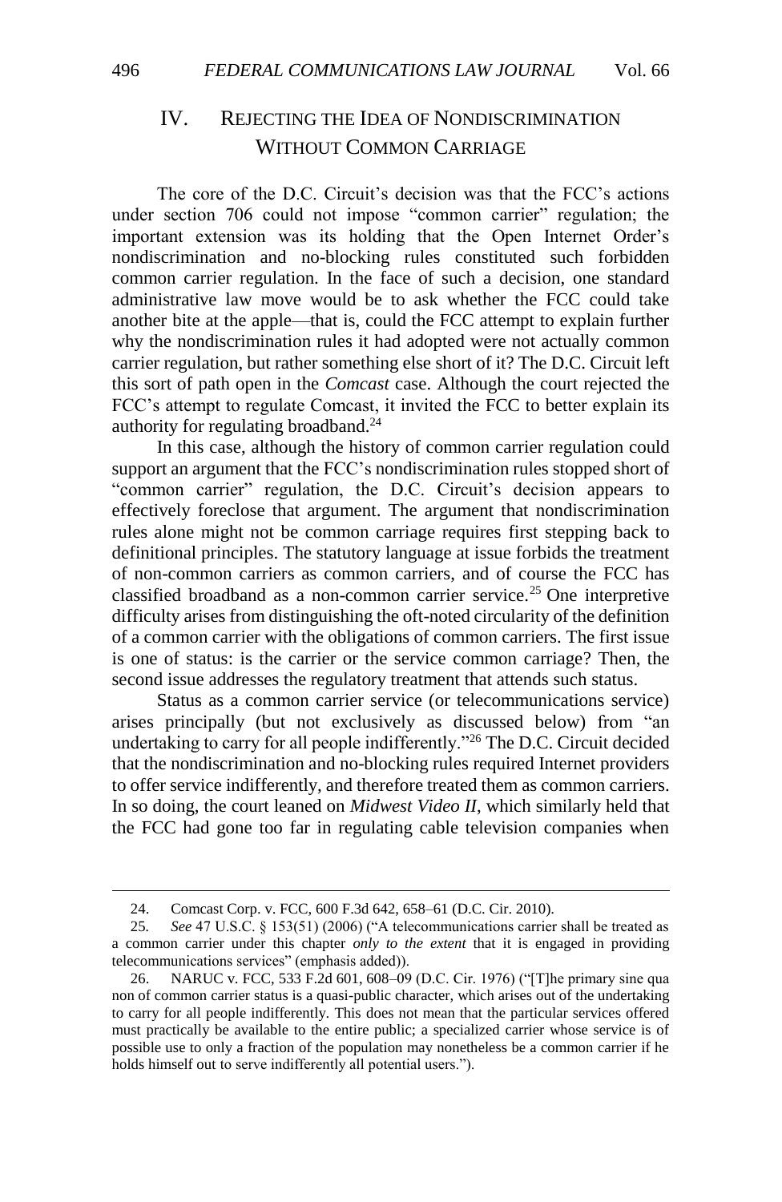## IV. REJECTING THE IDEA OF NONDISCRIMINATION WITHOUT COMMON CARRIAGE

The core of the D.C. Circuit's decision was that the FCC's actions under section 706 could not impose "common carrier" regulation; the important extension was its holding that the Open Internet Order's nondiscrimination and no-blocking rules constituted such forbidden common carrier regulation. In the face of such a decision, one standard administrative law move would be to ask whether the FCC could take another bite at the apple—that is, could the FCC attempt to explain further why the nondiscrimination rules it had adopted were not actually common carrier regulation, but rather something else short of it? The D.C. Circuit left this sort of path open in the *Comcast* case. Although the court rejected the FCC's attempt to regulate Comcast, it invited the FCC to better explain its authority for regulating broadband.[24]

In this case, although the history of common carrier regulation could support an argument that the FCC's nondiscrimination rules stopped short of "common carrier" regulation, the D.C. Circuit's decision appears to effectively foreclose that argument. The argument that nondiscrimination rules alone might not be common carriage requires first stepping back to definitional principles. The statutory language at issue forbids the treatment of non-common carriers as common carriers, and of course the FCC has classified broadband as a non-common carrier service.[25] One interpretive difficulty arises from distinguishing the oft-noted circularity of the definition of a common carrier with the obligations of common carriers. The first issue is one of status: is the carrier or the service common carriage? Then, the second issue addresses the regulatory treatment that attends such status.

Status as a common carrier service (or telecommunications service) arises principally (but not exclusively as discussed below) from "an undertaking to carry for all people indifferently."[26] The D.C. Circuit decided that the nondiscrimination and no-blocking rules required Internet providers to offer service indifferently, and therefore treated them as common carriers. In so doing, the court leaned on *Midwest Video II*, which similarly held that the FCC had gone too far in regulating cable television companies when

---

24. Comcast Corp. v. FCC, 600 F.3d 642, 658–61 (D.C. Cir. 2010).

25. *See* 47 U.S.C. § 153(51) (2006) ("A telecommunications carrier shall be treated as a common carrier under this chapter *only to the extent* that it is engaged in providing telecommunications services" (emphasis added)).

26. NARUC v. FCC, 533 F.2d 601, 608–09 (D.C. Cir. 1976) ("[T]he primary sine qua non of common carrier status is a quasi-public character, which arises out of the undertaking to carry for all people indifferently. This does not mean that the particular services offered must practically be available to the entire public; a specialized carrier whose service is of possible use to only a fraction of the population may nonetheless be a common carrier if he holds himself out to serve indifferently all potential users.").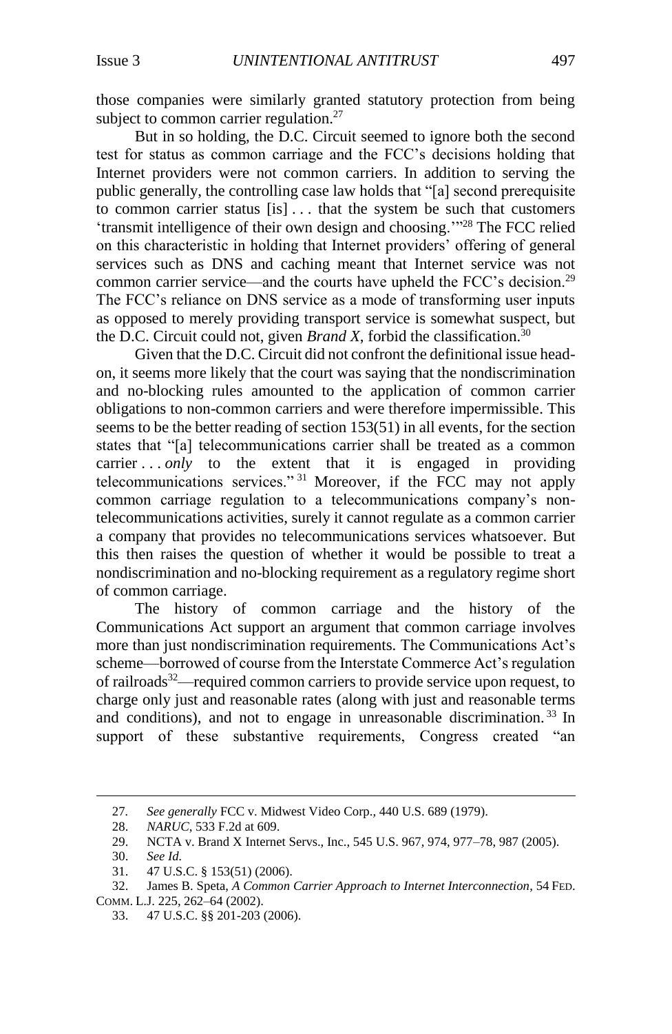those companies were similarly granted statutory protection from being subject to common carrier regulation.[27]

But in so holding, the D.C. Circuit seemed to ignore both the second test for status as common carriage and the FCC's decisions holding that Internet providers were not common carriers. In addition to serving the public generally, the controlling case law holds that "[a] second prerequisite to common carrier status [is] . . . that the system be such that customers 'transmit intelligence of their own design and choosing.'"[28] The FCC relied on this characteristic in holding that Internet providers' offering of general services such as DNS and caching meant that Internet service was not common carrier service—and the courts have upheld the FCC's decision.[29] The FCC's reliance on DNS service as a mode of transforming user inputs as opposed to merely providing transport service is somewhat suspect, but the D.C. Circuit could not, given *Brand X*, forbid the classification.[30]

Given that the D.C. Circuit did not confront the definitional issue head-on, it seems more likely that the court was saying that the nondiscrimination and no-blocking rules amounted to the application of common carrier obligations to non-common carriers and were therefore impermissible. This seems to be the better reading of section 153(51) in all events, for the section states that "[a] telecommunications carrier shall be treated as a common carrier . . . *only* to the extent that it is engaged in providing telecommunications services."[31] Moreover, if the FCC may not apply common carriage regulation to a telecommunications company's non-telecommunications activities, surely it cannot regulate as a common carrier a company that provides no telecommunications services whatsoever. But this then raises the question of whether it would be possible to treat a nondiscrimination and no-blocking requirement as a regulatory regime short of common carriage.

The history of common carriage and the history of the Communications Act support an argument that common carriage involves more than just nondiscrimination requirements. The Communications Act's scheme—borrowed of course from the Interstate Commerce Act's regulation of railroads[32]—required common carriers to provide service upon request, to charge only just and reasonable rates (along with just and reasonable terms and conditions), and not to engage in unreasonable discrimination.[33] In support of these substantive requirements, Congress created "an

---

27. *See generally* FCC v. Midwest Video Corp., 440 U.S. 689 (1979).

28. *NARUC*, 533 F.2d at 609.

29. NCTA v. Brand X Internet Servs., Inc., 545 U.S. 967, 974, 977–78, 987 (2005).

30. *See Id.*

31. 47 U.S.C. § 153(51) (2006).

32. James B. Speta, *A Common Carrier Approach to Internet Interconnection*, 54 FED. COMM. L.J. 225, 262–64 (2002).

33. 47 U.S.C. §§ 201-203 (2006).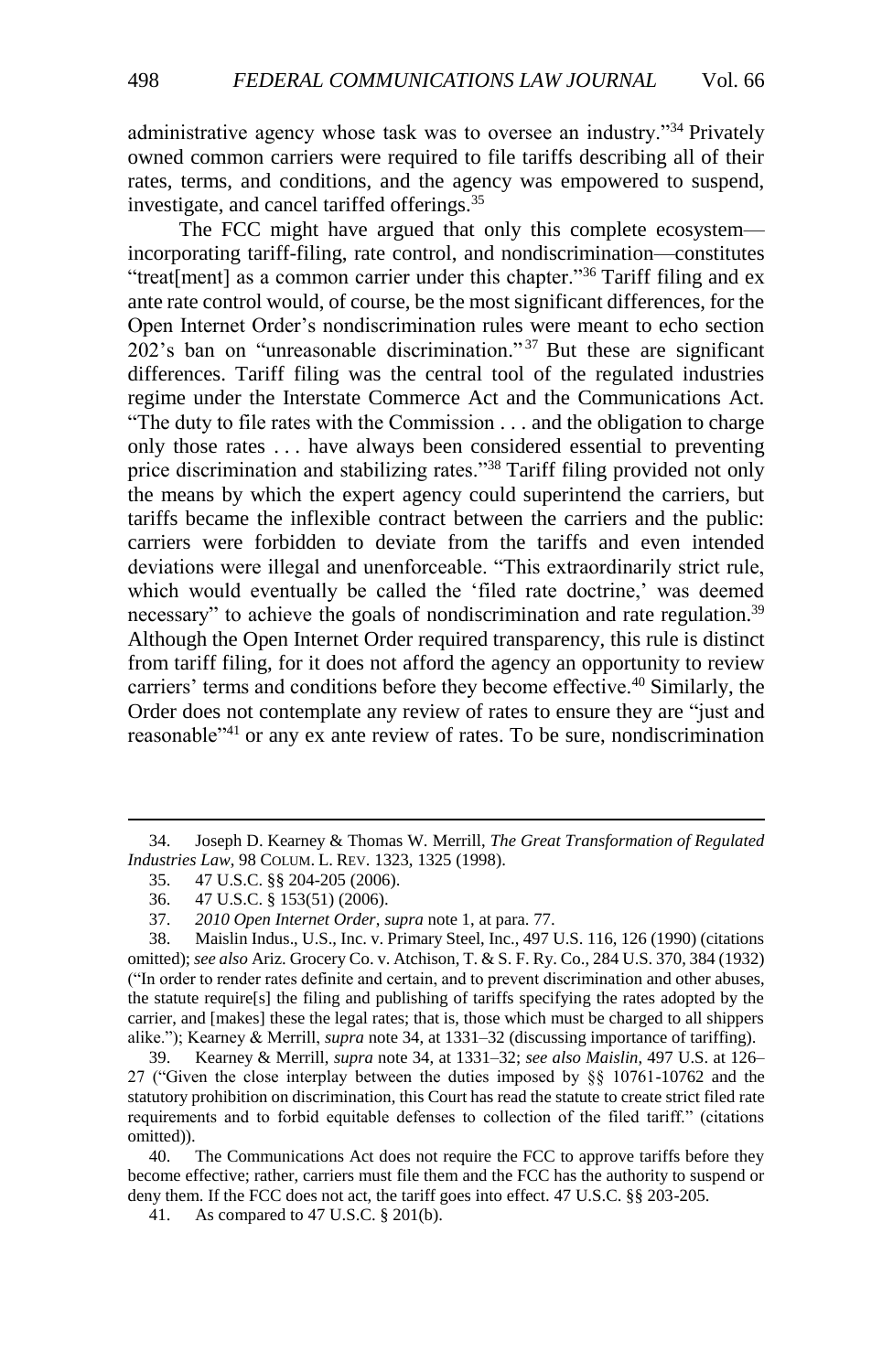administrative agency whose task was to oversee an industry."[34] Privately owned common carriers were required to file tariffs describing all of their rates, terms, and conditions, and the agency was empowered to suspend, investigate, and cancel tariffed offerings.[35]

The FCC might have argued that only this complete ecosystem—incorporating tariff-filing, rate control, and nondiscrimination—constitutes "treat[ment] as a common carrier under this chapter."[36] Tariff filing and ex ante rate control would, of course, be the most significant differences, for the Open Internet Order's nondiscrimination rules were meant to echo section 202's ban on "unreasonable discrimination."[37] But these are significant differences. Tariff filing was the central tool of the regulated industries regime under the Interstate Commerce Act and the Communications Act. "The duty to file rates with the Commission . . . and the obligation to charge only those rates . . . have always been considered essential to preventing price discrimination and stabilizing rates."[38] Tariff filing provided not only the means by which the expert agency could superintend the carriers, but tariffs became the inflexible contract between the carriers and the public: carriers were forbidden to deviate from the tariffs and even intended deviations were illegal and unenforceable. "This extraordinarily strict rule, which would eventually be called the 'filed rate doctrine,' was deemed necessary" to achieve the goals of nondiscrimination and rate regulation.[39] Although the Open Internet Order required transparency, this rule is distinct from tariff filing, for it does not afford the agency an opportunity to review carriers' terms and conditions before they become effective.[40] Similarly, the Order does not contemplate any review of rates to ensure they are "just and reasonable"[41] or any ex ante review of rates. To be sure, nondiscrimination

---

34. Joseph D. Kearney & Thomas W. Merrill, *The Great Transformation of Regulated Industries Law*, 98 COLUM. L. REV. 1323, 1325 (1998).

35. 47 U.S.C. §§ 204-205 (2006).

36. 47 U.S.C. § 153(51) (2006).

37. *2010 Open Internet Order*, *supra* note 1, at para. 77.

38. Maislin Indus., U.S., Inc. v. Primary Steel, Inc., 497 U.S. 116, 126 (1990) (citations omitted); *see also* Ariz. Grocery Co. v. Atchison, T. & S. F. Ry. Co., 284 U.S. 370, 384 (1932) ("In order to render rates definite and certain, and to prevent discrimination and other abuses, the statute require[s] the filing and publishing of tariffs specifying the rates adopted by the carrier, and [makes] these the legal rates; that is, those which must be charged to all shippers alike."); Kearney & Merrill, *supra* note 34, at 1331–32 (discussing importance of tariffing).

39. Kearney & Merrill, *supra* note 34, at 1331–32; *see also Maislin*, 497 U.S. at 126–27 ("Given the close interplay between the duties imposed by §§ 10761-10762 and the statutory prohibition on discrimination, this Court has read the statute to create strict filed rate requirements and to forbid equitable defenses to collection of the filed tariff." (citations omitted)).

40. The Communications Act does not require the FCC to approve tariffs before they become effective; rather, carriers must file them and the FCC has the authority to suspend or deny them. If the FCC does not act, the tariff goes into effect. 47 U.S.C. §§ 203-205.

41. As compared to 47 U.S.C. § 201(b).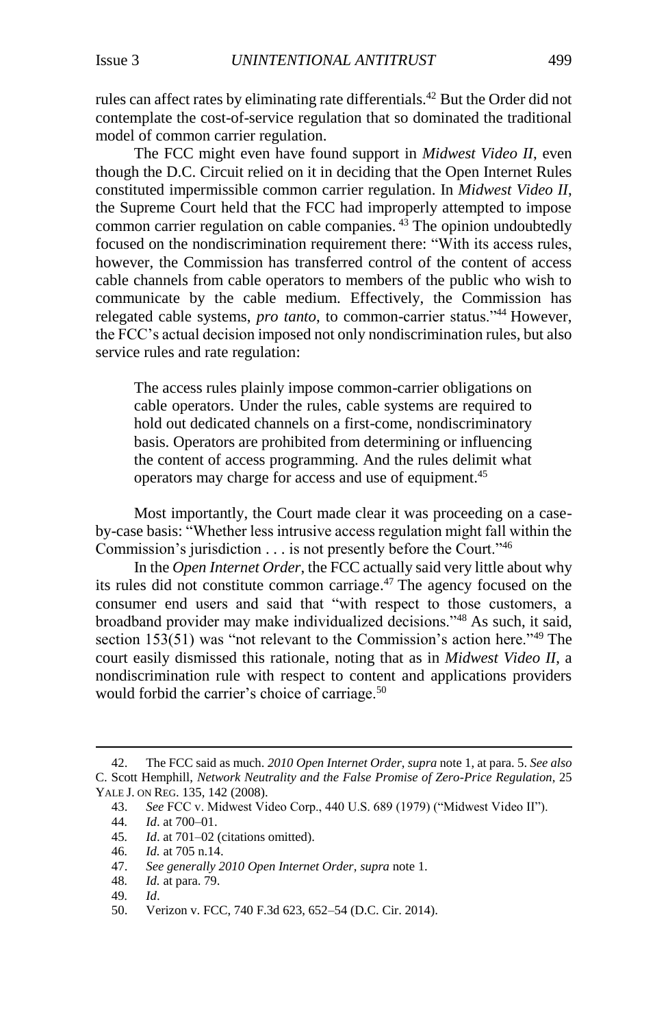rules can affect rates by eliminating rate differentials.[42] But the Order did not contemplate the cost-of-service regulation that so dominated the traditional model of common carrier regulation.

The FCC might even have found support in *Midwest Video II*, even though the D.C. Circuit relied on it in deciding that the Open Internet Rules constituted impermissible common carrier regulation. In *Midwest Video II*, the Supreme Court held that the FCC had improperly attempted to impose common carrier regulation on cable companies.[43] The opinion undoubtedly focused on the nondiscrimination requirement there: "With its access rules, however, the Commission has transferred control of the content of access cable channels from cable operators to members of the public who wish to communicate by the cable medium. Effectively, the Commission has relegated cable systems, *pro tanto*, to common-carrier status."[44] However, the FCC's actual decision imposed not only nondiscrimination rules, but also service rules and rate regulation:

> The access rules plainly impose common-carrier obligations on cable operators. Under the rules, cable systems are required to hold out dedicated channels on a first-come, nondiscriminatory basis. Operators are prohibited from determining or influencing the content of access programming. And the rules delimit what operators may charge for access and use of equipment.[45]

Most importantly, the Court made clear it was proceeding on a case-by-case basis: "Whether less intrusive access regulation might fall within the Commission's jurisdiction . . . is not presently before the Court."[46]

In the *Open Internet Order*, the FCC actually said very little about why its rules did not constitute common carriage.[47] The agency focused on the consumer end users and said that "with respect to those customers, a broadband provider may make individualized decisions."[48] As such, it said, section 153(51) was "not relevant to the Commission's action here."[49] The court easily dismissed this rationale, noting that as in *Midwest Video II*, a nondiscrimination rule with respect to content and applications providers would forbid the carrier's choice of carriage.[50]

---

42. The FCC said as much. *2010 Open Internet Order*, *supra* note 1, at para. 5. *See also* C. Scott Hemphill, *Network Neutrality and the False Promise of Zero-Price Regulation*, 25 YALE J. ON REG. 135, 142 (2008).

43. *See* FCC v. Midwest Video Corp., 440 U.S. 689 (1979) ("Midwest Video II").

44. *Id*. at 700–01.

45. *Id*. at 701–02 (citations omitted).

46. *Id.* at 705 n.14.

47. *See generally 2010 Open Internet Order*, *supra* note 1.

48. *Id.* at para. 79.

49. *Id*.

50. Verizon v. FCC, 740 F.3d 623, 652–54 (D.C. Cir. 2014).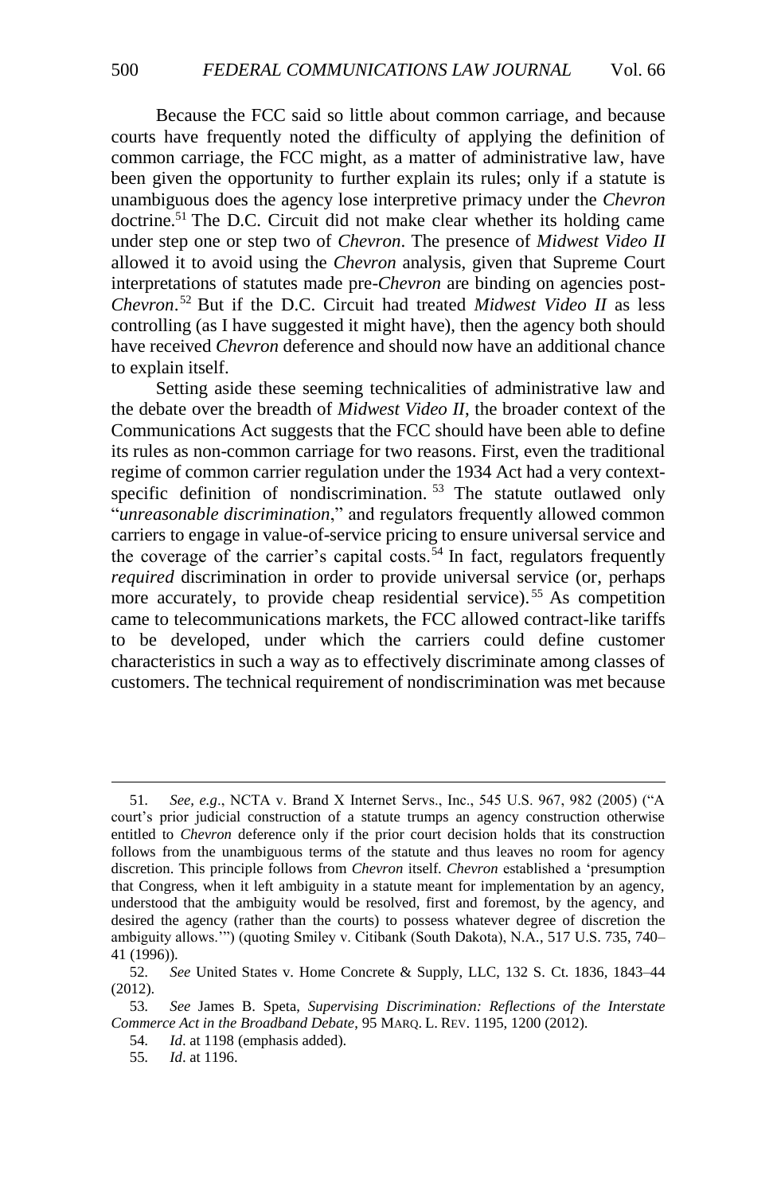Because the FCC said so little about common carriage, and because courts have frequently noted the difficulty of applying the definition of common carriage, the FCC might, as a matter of administrative law, have been given the opportunity to further explain its rules; only if a statute is unambiguous does the agency lose interpretive primacy under the *Chevron* doctrine.[51] The D.C. Circuit did not make clear whether its holding came under step one or step two of *Chevron*. The presence of *Midwest Video II* allowed it to avoid using the *Chevron* analysis, given that Supreme Court interpretations of statutes made pre-*Chevron* are binding on agencies post-*Chevron*.[52] But if the D.C. Circuit had treated *Midwest Video II* as less controlling (as I have suggested it might have), then the agency both should have received *Chevron* deference and should now have an additional chance to explain itself.

Setting aside these seeming technicalities of administrative law and the debate over the breadth of *Midwest Video II*, the broader context of the Communications Act suggests that the FCC should have been able to define its rules as non-common carriage for two reasons. First, even the traditional regime of common carrier regulation under the 1934 Act had a very context-specific definition of nondiscrimination.[53] The statute outlawed only "*unreasonable discrimination*," and regulators frequently allowed common carriers to engage in value-of-service pricing to ensure universal service and the coverage of the carrier's capital costs.[54] In fact, regulators frequently *required* discrimination in order to provide universal service (or, perhaps more accurately, to provide cheap residential service).[55] As competition came to telecommunications markets, the FCC allowed contract-like tariffs to be developed, under which the carriers could define customer characteristics in such a way as to effectively discriminate among classes of customers. The technical requirement of nondiscrimination was met because

---

51. *See, e.g.*, NCTA v. Brand X Internet Servs., Inc., 545 U.S. 967, 982 (2005) ("A court's prior judicial construction of a statute trumps an agency construction otherwise entitled to *Chevron* deference only if the prior court decision holds that its construction follows from the unambiguous terms of the statute and thus leaves no room for agency discretion. This principle follows from *Chevron* itself. *Chevron* established a 'presumption that Congress, when it left ambiguity in a statute meant for implementation by an agency, understood that the ambiguity would be resolved, first and foremost, by the agency, and desired the agency (rather than the courts) to possess whatever degree of discretion the ambiguity allows.'") (quoting Smiley v. Citibank (South Dakota), N.A., 517 U.S. 735, 740–41 (1996)).

52. *See* United States v. Home Concrete & Supply, LLC, 132 S. Ct. 1836, 1843–44 (2012).

53. *See* James B. Speta, *Supervising Discrimination: Reflections of the Interstate Commerce Act in the Broadband Debate*, 95 MARQ. L. REV. 1195, 1200 (2012).

54. *Id*. at 1198 (emphasis added).

55. *Id*. at 1196.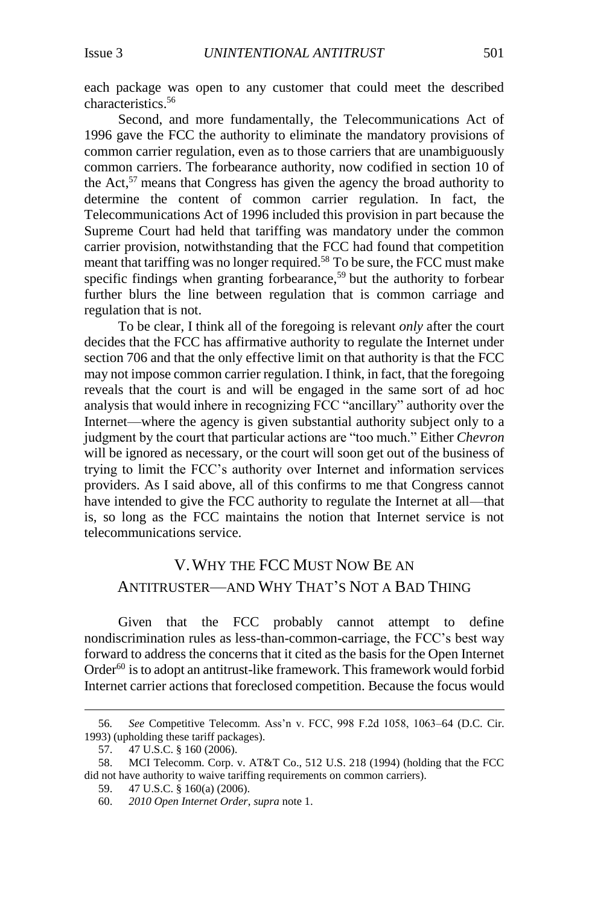each package was open to any customer that could meet the described characteristics.[56]

Second, and more fundamentally, the Telecommunications Act of 1996 gave the FCC the authority to eliminate the mandatory provisions of common carrier regulation, even as to those carriers that are unambiguously common carriers. The forbearance authority, now codified in section 10 of the Act,[57] means that Congress has given the agency the broad authority to determine the content of common carrier regulation. In fact, the Telecommunications Act of 1996 included this provision in part because the Supreme Court had held that tariffing was mandatory under the common carrier provision, notwithstanding that the FCC had found that competition meant that tariffing was no longer required.[58] To be sure, the FCC must make specific findings when granting forbearance,[59] but the authority to forbear further blurs the line between regulation that is common carriage and regulation that is not.

To be clear, I think all of the foregoing is relevant *only* after the court decides that the FCC has affirmative authority to regulate the Internet under section 706 and that the only effective limit on that authority is that the FCC may not impose common carrier regulation. I think, in fact, that the foregoing reveals that the court is and will be engaged in the same sort of ad hoc analysis that would inhere in recognizing FCC "ancillary" authority over the Internet—where the agency is given substantial authority subject only to a judgment by the court that particular actions are "too much." Either *Chevron* will be ignored as necessary, or the court will soon get out of the business of trying to limit the FCC's authority over Internet and information services providers. As I said above, all of this confirms to me that Congress cannot have intended to give the FCC authority to regulate the Internet at all—that is, so long as the FCC maintains the notion that Internet service is not telecommunications service.

## V. WHY THE FCC MUST NOW BE AN ANTITRUSTER—AND WHY THAT'S NOT A BAD THING

Given that the FCC probably cannot attempt to define nondiscrimination rules as less-than-common-carriage, the FCC's best way forward to address the concerns that it cited as the basis for the Open Internet Order[60] is to adopt an antitrust-like framework. This framework would forbid Internet carrier actions that foreclosed competition. Because the focus would

---

56. *See* Competitive Telecomm. Ass'n v. FCC, 998 F.2d 1058, 1063–64 (D.C. Cir. 1993) (upholding these tariff packages).

57. 47 U.S.C. § 160 (2006).

58. MCI Telecomm. Corp. v. AT&T Co., 512 U.S. 218 (1994) (holding that the FCC did not have authority to waive tariffing requirements on common carriers).

59. 47 U.S.C. § 160(a) (2006).

60. *2010 Open Internet Order*, *supra* note 1.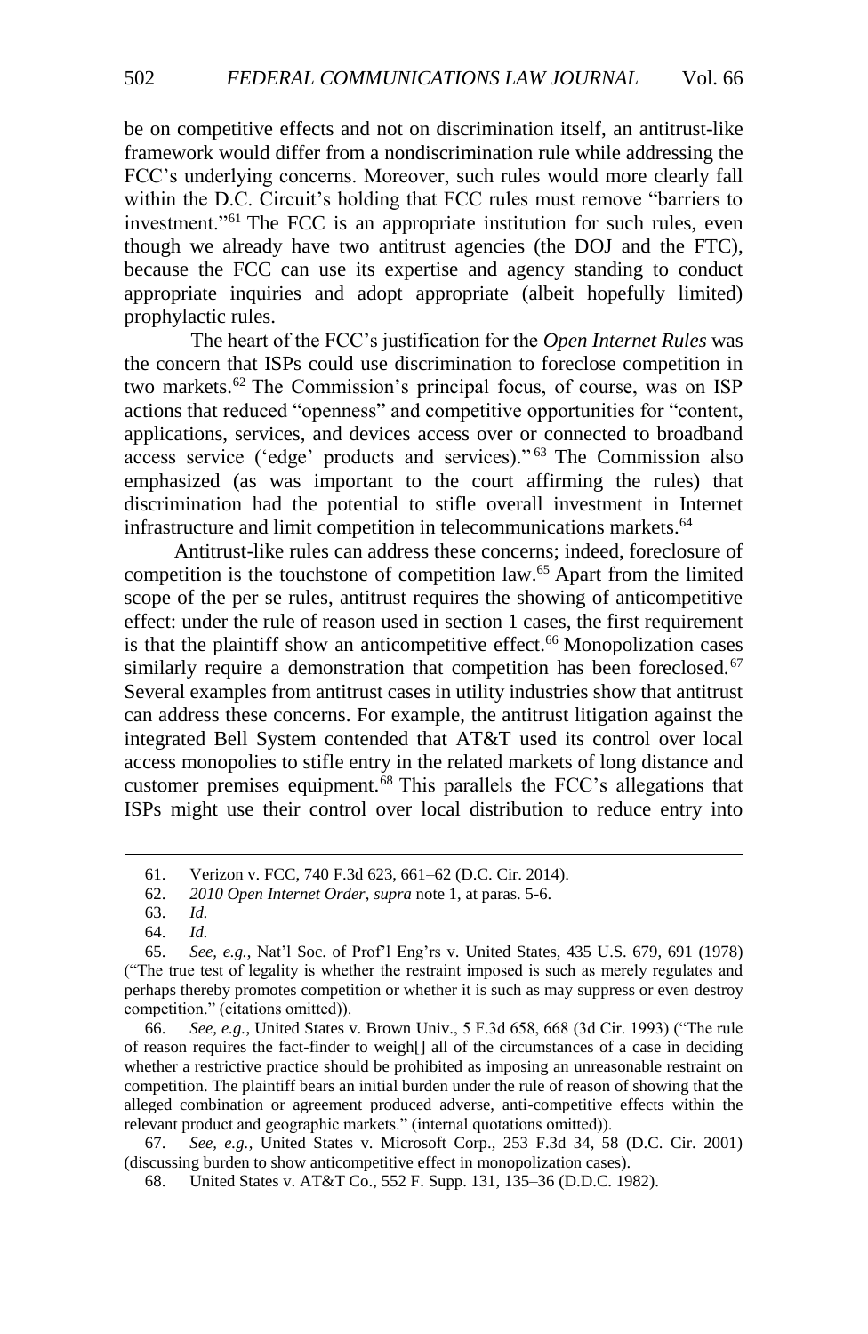be on competitive effects and not on discrimination itself, an antitrust-like framework would differ from a nondiscrimination rule while addressing the FCC's underlying concerns. Moreover, such rules would more clearly fall within the D.C. Circuit's holding that FCC rules must remove "barriers to investment."[61] The FCC is an appropriate institution for such rules, even though we already have two antitrust agencies (the DOJ and the FTC), because the FCC can use its expertise and agency standing to conduct appropriate inquiries and adopt appropriate (albeit hopefully limited) prophylactic rules.

The heart of the FCC's justification for the *Open Internet Rules* was the concern that ISPs could use discrimination to foreclose competition in two markets.[62] The Commission's principal focus, of course, was on ISP actions that reduced "openness" and competitive opportunities for "content, applications, services, and devices access over or connected to broadband access service ('edge' products and services)."[63] The Commission also emphasized (as was important to the court affirming the rules) that discrimination had the potential to stifle overall investment in Internet infrastructure and limit competition in telecommunications markets.[64]

Antitrust-like rules can address these concerns; indeed, foreclosure of competition is the touchstone of competition law.[65] Apart from the limited scope of the per se rules, antitrust requires the showing of anticompetitive effect: under the rule of reason used in section 1 cases, the first requirement is that the plaintiff show an anticompetitive effect.[66] Monopolization cases similarly require a demonstration that competition has been foreclosed.[67] Several examples from antitrust cases in utility industries show that antitrust can address these concerns. For example, the antitrust litigation against the integrated Bell System contended that AT&T used its control over local access monopolies to stifle entry in the related markets of long distance and customer premises equipment.[68] This parallels the FCC's allegations that ISPs might use their control over local distribution to reduce entry into

---

61. Verizon v. FCC, 740 F.3d 623, 661–62 (D.C. Cir. 2014).

62. *2010 Open Internet Order*, *supra* note 1, at paras. 5-6.

63. *Id.*

64. *Id.*

65. *See, e.g.*, Nat'l Soc. of Prof'l Eng'rs v. United States, 435 U.S. 679, 691 (1978) ("The true test of legality is whether the restraint imposed is such as merely regulates and perhaps thereby promotes competition or whether it is such as may suppress or even destroy competition." (citations omitted)).

66. *See, e.g.*, United States v. Brown Univ., 5 F.3d 658, 668 (3d Cir. 1993) ("The rule of reason requires the fact-finder to weigh[] all of the circumstances of a case in deciding whether a restrictive practice should be prohibited as imposing an unreasonable restraint on competition. The plaintiff bears an initial burden under the rule of reason of showing that the alleged combination or agreement produced adverse, anti-competitive effects within the relevant product and geographic markets." (internal quotations omitted)).

67. *See, e.g.*, United States v. Microsoft Corp., 253 F.3d 34, 58 (D.C. Cir. 2001) (discussing burden to show anticompetitive effect in monopolization cases).

68. United States v. AT&T Co., 552 F. Supp. 131, 135–36 (D.D.C. 1982).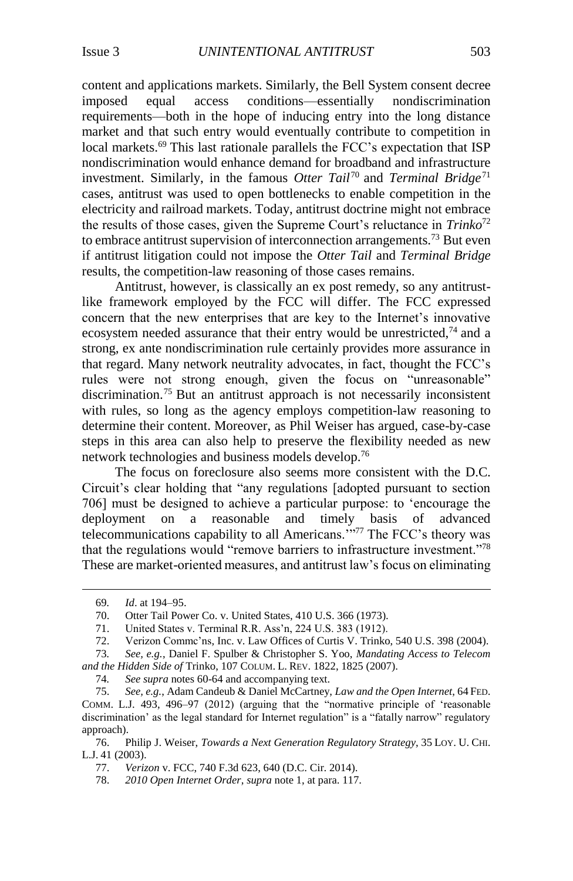content and applications markets. Similarly, the Bell System consent decree imposed equal access conditions—essentially nondiscrimination requirements—both in the hope of inducing entry into the long distance market and that such entry would eventually contribute to competition in local markets.[69] This last rationale parallels the FCC's expectation that ISP nondiscrimination would enhance demand for broadband and infrastructure investment. Similarly, in the famous *Otter Tail*[70] and *Terminal Bridge*[71] cases, antitrust was used to open bottlenecks to enable competition in the electricity and railroad markets. Today, antitrust doctrine might not embrace the results of those cases, given the Supreme Court's reluctance in *Trinko*[72] to embrace antitrust supervision of interconnection arrangements.[73] But even if antitrust litigation could not impose the *Otter Tail* and *Terminal Bridge* results, the competition-law reasoning of those cases remains.

Antitrust, however, is classically an ex post remedy, so any antitrust-like framework employed by the FCC will differ. The FCC expressed concern that the new enterprises that are key to the Internet's innovative ecosystem needed assurance that their entry would be unrestricted,[74] and a strong, ex ante nondiscrimination rule certainly provides more assurance in that regard. Many network neutrality advocates, in fact, thought the FCC's rules were not strong enough, given the focus on "unreasonable" discrimination.[75] But an antitrust approach is not necessarily inconsistent with rules, so long as the agency employs competition-law reasoning to determine their content. Moreover, as Phil Weiser has argued, case-by-case steps in this area can also help to preserve the flexibility needed as new network technologies and business models develop.[76]

The focus on foreclosure also seems more consistent with the D.C. Circuit's clear holding that "any regulations [adopted pursuant to section 706] must be designed to achieve a particular purpose: to 'encourage the deployment on a reasonable and timely basis of advanced telecommunications capability to all Americans.'"[77] The FCC's theory was that the regulations would "remove barriers to infrastructure investment."[78] These are market-oriented measures, and antitrust law's focus on eliminating

---

69. *Id*. at 194–95.

70. Otter Tail Power Co. v. United States, 410 U.S. 366 (1973).

71. United States v. Terminal R.R. Ass'n, 224 U.S. 383 (1912).

72. Verizon Commc'ns, Inc. v. Law Offices of Curtis V. Trinko, 540 U.S. 398 (2004).

73. *See, e.g.*, Daniel F. Spulber & Christopher S. Yoo, *Mandating Access to Telecom and the Hidden Side of* Trinko, 107 COLUM. L. REV. 1822, 1825 (2007).

74. *See supra* notes 60-64 and accompanying text.

75. *See, e.g.*, Adam Candeub & Daniel McCartney, *Law and the Open Internet*, 64 FED. COMM. L.J. 493, 496–97 (2012) (arguing that the "normative principle of 'reasonable discrimination' as the legal standard for Internet regulation" is a "fatally narrow" regulatory approach).

76. Philip J. Weiser, *Towards a Next Generation Regulatory Strategy*, 35 LOY. U. CHI. L.J. 41 (2003).

77. *Verizon* v. FCC, 740 F.3d 623, 640 (D.C. Cir. 2014).

78. *2010 Open Internet Order*, *supra* note 1, at para. 117.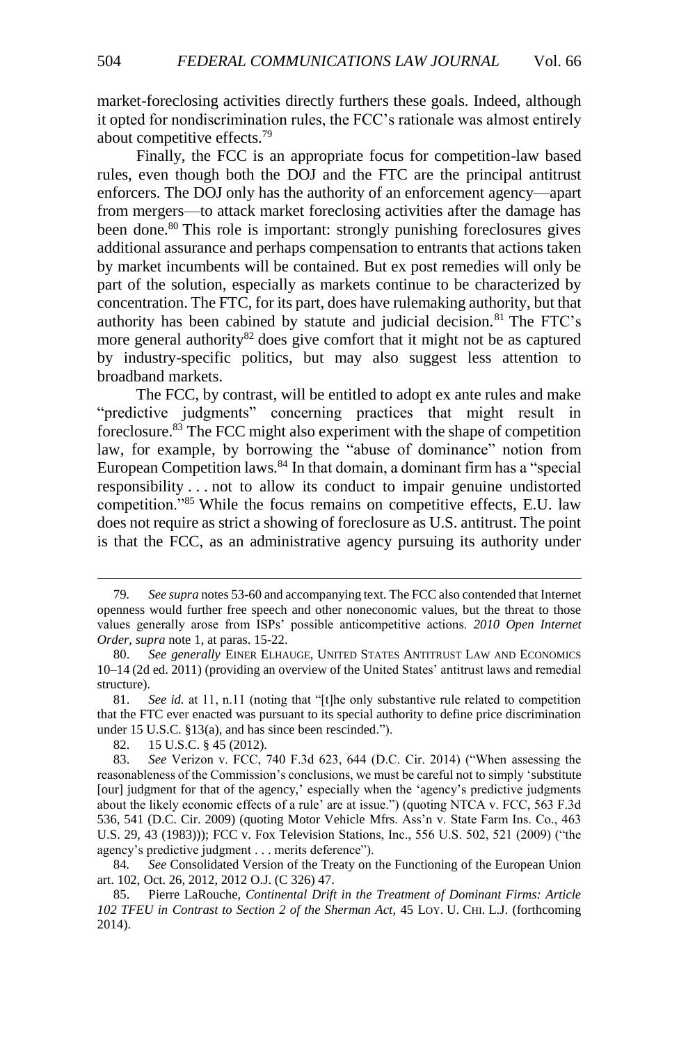market-foreclosing activities directly furthers these goals. Indeed, although it opted for nondiscrimination rules, the FCC's rationale was almost entirely about competitive effects.[79]

Finally, the FCC is an appropriate focus for competition-law based rules, even though both the DOJ and the FTC are the principal antitrust enforcers. The DOJ only has the authority of an enforcement agency—apart from mergers—to attack market foreclosing activities after the damage has been done.[80] This role is important: strongly punishing foreclosures gives additional assurance and perhaps compensation to entrants that actions taken by market incumbents will be contained. But ex post remedies will only be part of the solution, especially as markets continue to be characterized by concentration. The FTC, for its part, does have rulemaking authority, but that authority has been cabined by statute and judicial decision.[81] The FTC's more general authority[82] does give comfort that it might not be as captured by industry-specific politics, but may also suggest less attention to broadband markets.

The FCC, by contrast, will be entitled to adopt ex ante rules and make "predictive judgments" concerning practices that might result in foreclosure.[83] The FCC might also experiment with the shape of competition law, for example, by borrowing the "abuse of dominance" notion from European Competition laws.[84] In that domain, a dominant firm has a "special responsibility . . . not to allow its conduct to impair genuine undistorted competition."[85] While the focus remains on competitive effects, E.U. law does not require as strict a showing of foreclosure as U.S. antitrust. The point is that the FCC, as an administrative agency pursuing its authority under

---

79. *See supra* notes 53-60 and accompanying text. The FCC also contended that Internet openness would further free speech and other noneconomic values, but the threat to those values generally arose from ISPs' possible anticompetitive actions. *2010 Open Internet Order*, *supra* note 1, at paras. 15-22.

80. *See generally* EINER ELHAUGE, UNITED STATES ANTITRUST LAW AND ECONOMICS 10–14 (2d ed. 2011) (providing an overview of the United States' antitrust laws and remedial structure).

81. *See id.* at 11, n.11 (noting that "[t]he only substantive rule related to competition that the FTC ever enacted was pursuant to its special authority to define price discrimination under 15 U.S.C. §13(a), and has since been rescinded.").

82. 15 U.S.C. § 45 (2012).

83. *See* Verizon v. FCC, 740 F.3d 623, 644 (D.C. Cir. 2014) ("When assessing the reasonableness of the Commission's conclusions, we must be careful not to simply 'substitute [our] judgment for that of the agency,' especially when the 'agency's predictive judgments about the likely economic effects of a rule' are at issue.") (quoting NTCA v. FCC, 563 F.3d 536, 541 (D.C. Cir. 2009) (quoting Motor Vehicle Mfrs. Ass'n v. State Farm Ins. Co., 463 U.S. 29, 43 (1983))); FCC v. Fox Television Stations, Inc., 556 U.S. 502, 521 (2009) ("the agency's predictive judgment . . . merits deference").

84. *See* Consolidated Version of the Treaty on the Functioning of the European Union art. 102, Oct. 26, 2012, 2012 O.J. (C 326) 47.

85. Pierre LaRouche, *Continental Drift in the Treatment of Dominant Firms: Article 102 TFEU in Contrast to Section 2 of the Sherman Act*, 45 LOY. U. CHI. L.J. (forthcoming 2014).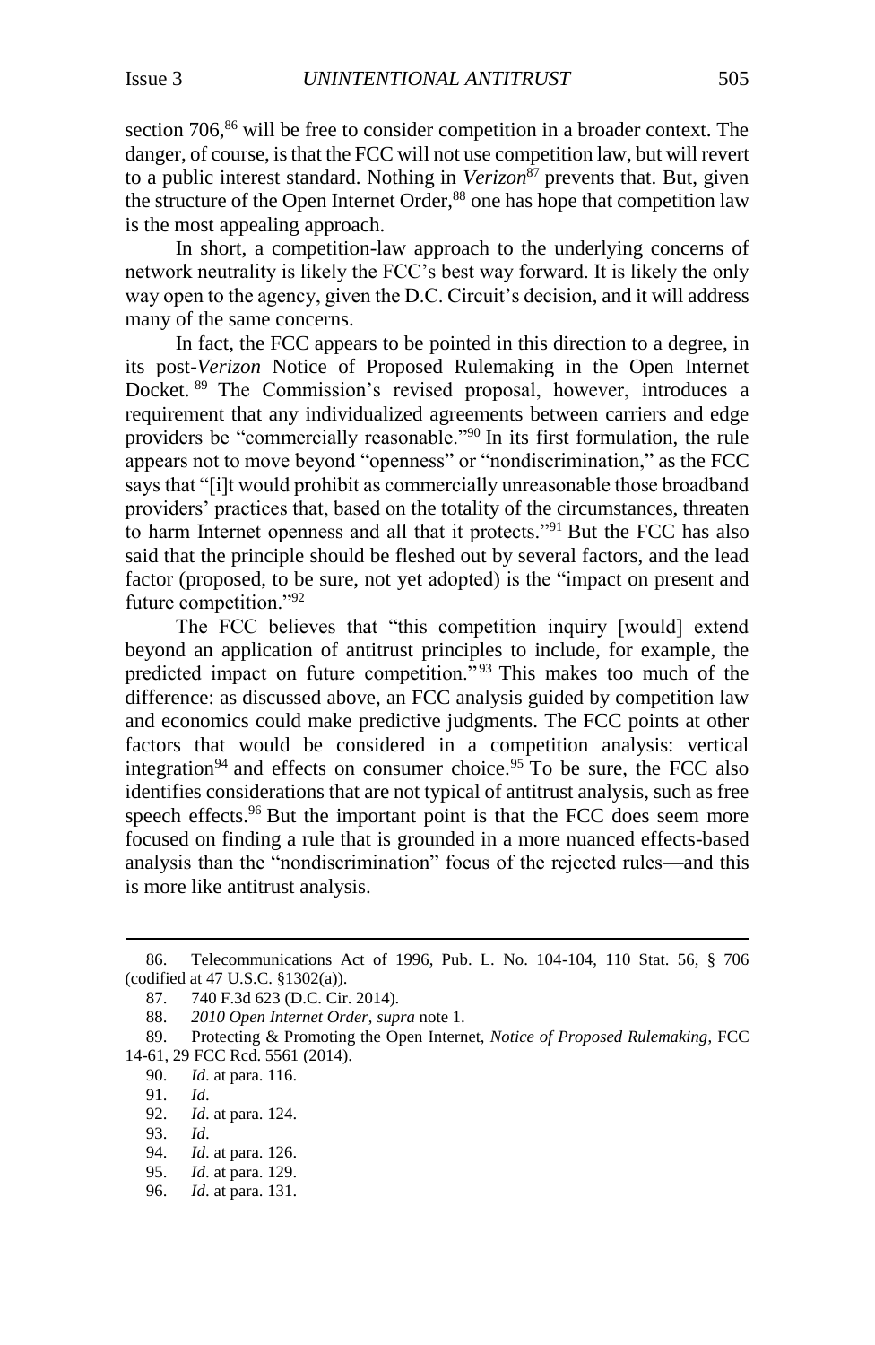section 706,[86] will be free to consider competition in a broader context. The danger, of course, is that the FCC will not use competition law, but will revert to a public interest standard. Nothing in *Verizon*[87] prevents that. But, given the structure of the Open Internet Order,[88] one has hope that competition law is the most appealing approach.

In short, a competition-law approach to the underlying concerns of network neutrality is likely the FCC's best way forward. It is likely the only way open to the agency, given the D.C. Circuit's decision, and it will address many of the same concerns.

In fact, the FCC appears to be pointed in this direction to a degree, in its post-*Verizon* Notice of Proposed Rulemaking in the Open Internet Docket.[89] The Commission's revised proposal, however, introduces a requirement that any individualized agreements between carriers and edge providers be "commercially reasonable."[90] In its first formulation, the rule appears not to move beyond "openness" or "nondiscrimination," as the FCC says that "[i]t would prohibit as commercially unreasonable those broadband providers' practices that, based on the totality of the circumstances, threaten to harm Internet openness and all that it protects."[91] But the FCC has also said that the principle should be fleshed out by several factors, and the lead factor (proposed, to be sure, not yet adopted) is the "impact on present and future competition."[92]

The FCC believes that "this competition inquiry [would] extend beyond an application of antitrust principles to include, for example, the predicted impact on future competition."[93] This makes too much of the difference: as discussed above, an FCC analysis guided by competition law and economics could make predictive judgments. The FCC points at other factors that would be considered in a competition analysis: vertical integration[94] and effects on consumer choice.[95] To be sure, the FCC also identifies considerations that are not typical of antitrust analysis, such as free speech effects.[96] But the important point is that the FCC does seem more focused on finding a rule that is grounded in a more nuanced effects-based analysis than the "nondiscrimination" focus of the rejected rules—and this is more like antitrust analysis.

---

86. Telecommunications Act of 1996, Pub. L. No. 104-104, 110 Stat. 56, § 706 (codified at 47 U.S.C. §1302(a)).

87. 740 F.3d 623 (D.C. Cir. 2014).

88. *2010 Open Internet Order*, *supra* note 1.

89. Protecting & Promoting the Open Internet, *Notice of Proposed Rulemaking*, FCC 14-61, 29 FCC Rcd. 5561 (2014).

90. *Id*. at para. 116.

91. *Id*.

92. *Id*. at para. 124.

93. *Id*.

94. *Id*. at para. 126.

95. *Id*. at para. 129.

96. *Id*. at para. 131.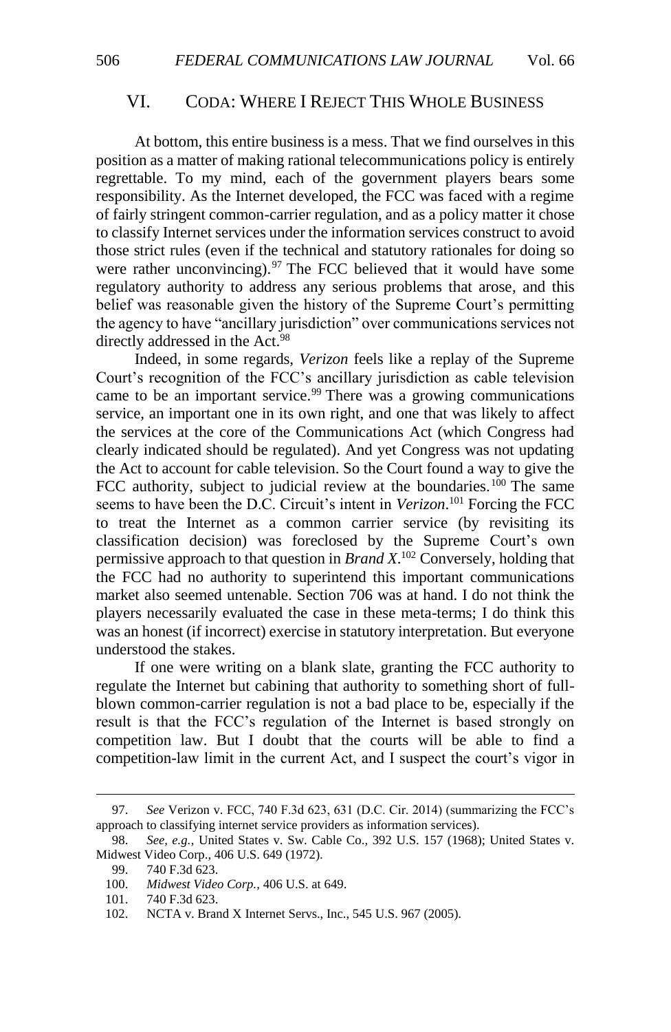## VI. CODA: WHERE I REJECT THIS WHOLE BUSINESS

At bottom, this entire business is a mess. That we find ourselves in this position as a matter of making rational telecommunications policy is entirely regrettable. To my mind, each of the government players bears some responsibility. As the Internet developed, the FCC was faced with a regime of fairly stringent common-carrier regulation, and as a policy matter it chose to classify Internet services under the information services construct to avoid those strict rules (even if the technical and statutory rationales for doing so were rather unconvincing).[97] The FCC believed that it would have some regulatory authority to address any serious problems that arose, and this belief was reasonable given the history of the Supreme Court's permitting the agency to have "ancillary jurisdiction" over communications services not directly addressed in the Act.[98]

Indeed, in some regards, *Verizon* feels like a replay of the Supreme Court's recognition of the FCC's ancillary jurisdiction as cable television came to be an important service.[99] There was a growing communications service, an important one in its own right, and one that was likely to affect the services at the core of the Communications Act (which Congress had clearly indicated should be regulated). And yet Congress was not updating the Act to account for cable television. So the Court found a way to give the FCC authority, subject to judicial review at the boundaries.[100] The same seems to have been the D.C. Circuit's intent in *Verizon*.[101] Forcing the FCC to treat the Internet as a common carrier service (by revisiting its classification decision) was foreclosed by the Supreme Court's own permissive approach to that question in *Brand X*.[102] Conversely, holding that the FCC had no authority to superintend this important communications market also seemed untenable. Section 706 was at hand. I do not think the players necessarily evaluated the case in these meta-terms; I do think this was an honest (if incorrect) exercise in statutory interpretation. But everyone understood the stakes.

If one were writing on a blank slate, granting the FCC authority to regulate the Internet but cabining that authority to something short of full-blown common-carrier regulation is not a bad place to be, especially if the result is that the FCC's regulation of the Internet is based strongly on competition law. But I doubt that the courts will be able to find a competition-law limit in the current Act, and I suspect the court's vigor in

---

97. *See* Verizon v. FCC, 740 F.3d 623, 631 (D.C. Cir. 2014) (summarizing the FCC's approach to classifying internet service providers as information services).

98. *See, e.g.*, United States v. Sw. Cable Co., 392 U.S. 157 (1968); United States v. Midwest Video Corp., 406 U.S. 649 (1972).

99. 740 F.3d 623.

100. *Midwest Video Corp.*, 406 U.S. at 649.

101. 740 F.3d 623.

102. NCTA v. Brand X Internet Servs., Inc., 545 U.S. 967 (2005).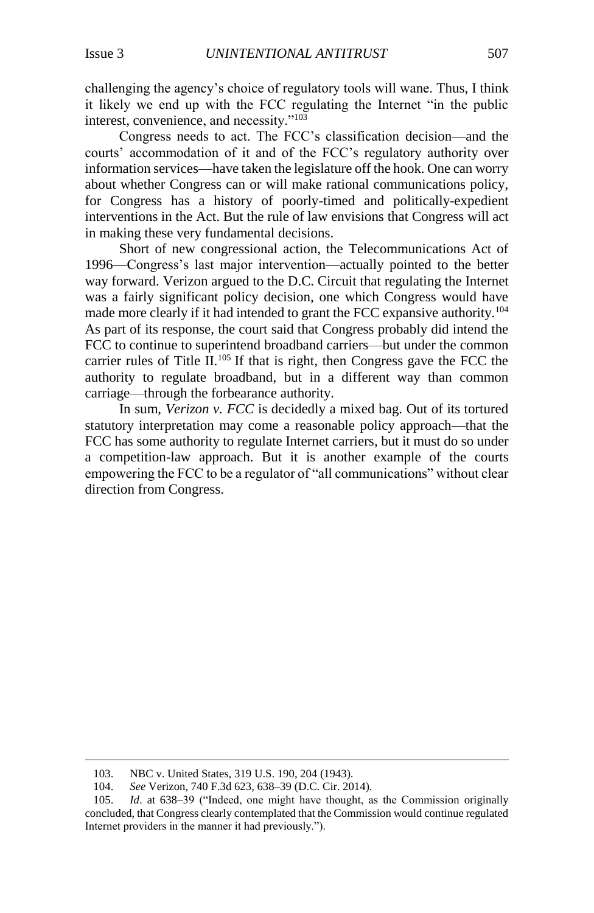challenging the agency's choice of regulatory tools will wane. Thus, I think it likely we end up with the FCC regulating the Internet "in the public interest, convenience, and necessity."[103]

Congress needs to act. The FCC's classification decision—and the courts' accommodation of it and of the FCC's regulatory authority over information services—have taken the legislature off the hook. One can worry about whether Congress can or will make rational communications policy, for Congress has a history of poorly-timed and politically-expedient interventions in the Act. But the rule of law envisions that Congress will act in making these very fundamental decisions.

Short of new congressional action, the Telecommunications Act of 1996—Congress's last major intervention—actually pointed to the better way forward. Verizon argued to the D.C. Circuit that regulating the Internet was a fairly significant policy decision, one which Congress would have made more clearly if it had intended to grant the FCC expansive authority.[104] As part of its response, the court said that Congress probably did intend the FCC to continue to superintend broadband carriers—but under the common carrier rules of Title II.[105] If that is right, then Congress gave the FCC the authority to regulate broadband, but in a different way than common carriage—through the forbearance authority.

In sum, *Verizon v. FCC* is decidedly a mixed bag. Out of its tortured statutory interpretation may come a reasonable policy approach—that the FCC has some authority to regulate Internet carriers, but it must do so under a competition-law approach. But it is another example of the courts empowering the FCC to be a regulator of "all communications" without clear direction from Congress.

---

103. NBC v. United States, 319 U.S. 190, 204 (1943).

104. *See* Verizon, 740 F.3d 623, 638–39 (D.C. Cir. 2014).

105. *Id*. at 638–39 ("Indeed, one might have thought, as the Commission originally concluded, that Congress clearly contemplated that the Commission would continue regulated Internet providers in the manner it had previously.").